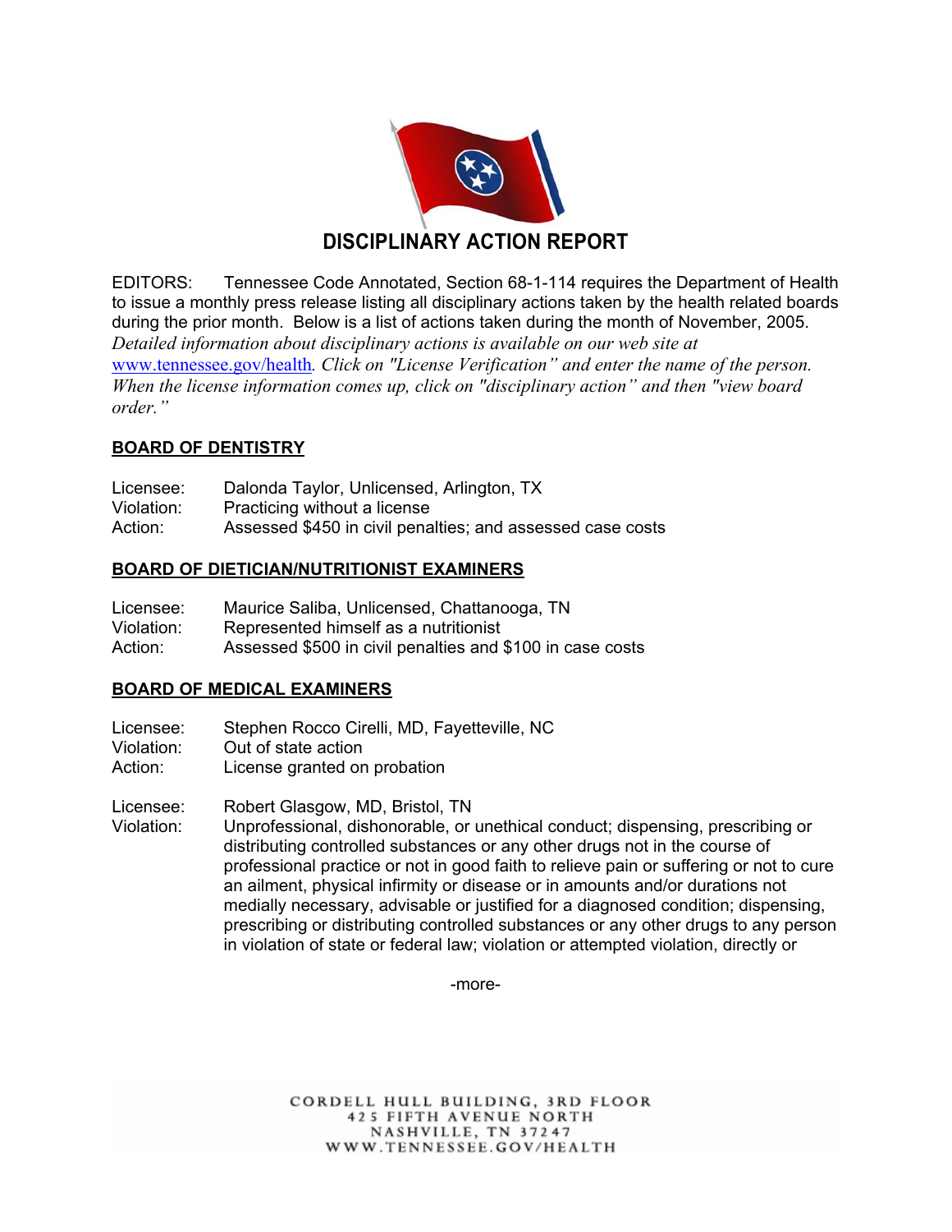# DISCIPLINARY ACTION REPORT

EDITORS: Tennessee Code Annotated, Section 68-1-114 requires the Department of Health to issue a monthly press release listing all disciplinary actions taken by the health related boards during the prior month. Below is a list of actions taken during the month of November, 2005. *Detailed information about disciplinary actions is available on our web site at* [www.tennessee.gov/health](http://www.tennessee.gov/health)*. Click on "License Verification" and enter the name of the person. When the license information comes up, click on "disciplinary action" and then "view board order."*

## BOARD OF DENTISTRY

Licensee: Dalonda Taylor, Unlicensed, Arlington, TX
Violation: Practicing without a license
Action: Assessed $450 in civil penalties; and assessed case costs

## BOARD OF DIETICIAN/NUTRITIONIST EXAMINERS

Licensee: Maurice Saliba, Unlicensed, Chattanooga, TN
Violation: Represented himself as a nutritionist
Action: Assessed $500 in civil penalties and $100 in case costs

## BOARD OF MEDICAL EXAMINERS

Licensee: Stephen Rocco Cirelli, MD, Fayetteville, NC
Violation: Out of state action
Action: License granted on probation

Licensee: Robert Glasgow, MD, Bristol, TN
Violation: Unprofessional, dishonorable, or unethical conduct; dispensing, prescribing or distributing controlled substances or any other drugs not in the course of professional practice or not in good faith to relieve pain or suffering or not to cure an ailment, physical infirmity or disease or in amounts and/or durations not medially necessary, advisable or justified for a diagnosed condition; dispensing, prescribing or distributing controlled substances or any other drugs to any person in violation of state or federal law; violation or attempted violation, directly or

-more-

CORDELL HULL BUILDING, 3RD FLOOR
425 FIFTH AVENUE NORTH
NASHVILLE, TN 37247
WWW.TENNESSEE.GOV/HEALTH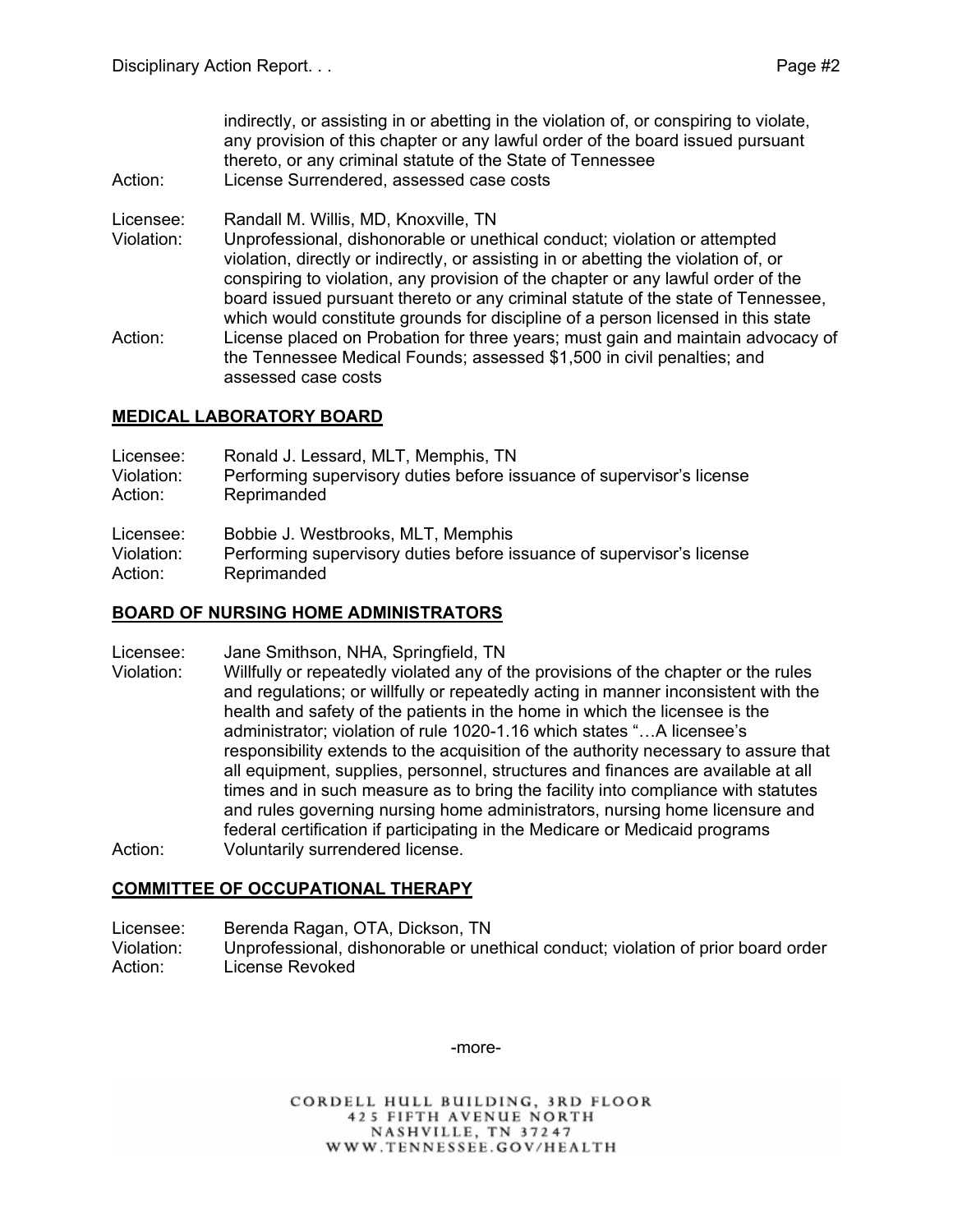indirectly, or assisting in or abetting in the violation of, or conspiring to violate, any provision of this chapter or any lawful order of the board issued pursuant thereto, or any criminal statute of the State of Tennessee

Action: License Surrendered, assessed case costs

Licensee: Randall M. Willis, MD, Knoxville, TN

Violation: Unprofessional, dishonorable or unethical conduct; violation or attempted violation, directly or indirectly, or assisting in or abetting the violation of, or conspiring to violation, any provision of the chapter or any lawful order of the board issued pursuant thereto or any criminal statute of the state of Tennessee, which would constitute grounds for discipline of a person licensed in this state

Action: License placed on Probation for three years; must gain and maintain advocacy of the Tennessee Medical Founds; assessed $1,500 in civil penalties; and assessed case costs

## MEDICAL LABORATORY BOARD

Licensee: Ronald J. Lessard, MLT, Memphis, TN

Violation: Performing supervisory duties before issuance of supervisor's license

Action: Reprimanded

Licensee: Bobbie J. Westbrooks, MLT, Memphis

Violation: Performing supervisory duties before issuance of supervisor's license

Action: Reprimanded

## BOARD OF NURSING HOME ADMINISTRATORS

Licensee: Jane Smithson, NHA, Springfield, TN

Violation: Willfully or repeatedly violated any of the provisions of the chapter or the rules and regulations; or willfully or repeatedly acting in manner inconsistent with the health and safety of the patients in the home in which the licensee is the administrator; violation of rule 1020-1.16 which states "…A licensee's responsibility extends to the acquisition of the authority necessary to assure that all equipment, supplies, personnel, structures and finances are available at all times and in such measure as to bring the facility into compliance with statutes and rules governing nursing home administrators, nursing home licensure and federal certification if participating in the Medicare or Medicaid programs

Action: Voluntarily surrendered license.

## COMMITTEE OF OCCUPATIONAL THERAPY

Licensee: Berenda Ragan, OTA, Dickson, TN

Violation: Unprofessional, dishonorable or unethical conduct; violation of prior board order

Action: License Revoked

-more-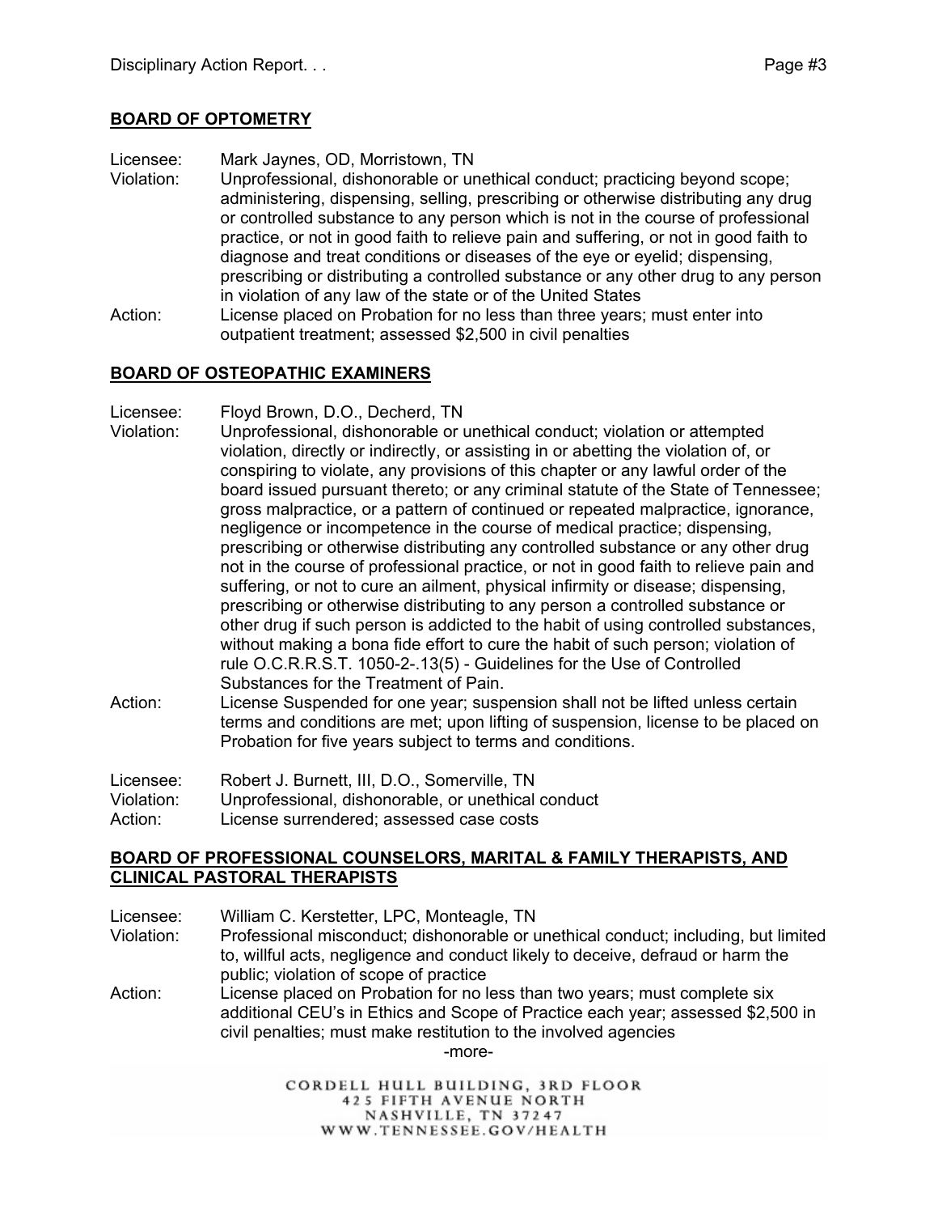**BOARD OF OPTOMETRY**

Licensee: Mark Jaynes, OD, Morristown, TN
Violation: Unprofessional, dishonorable or unethical conduct; practicing beyond scope; administering, dispensing, selling, prescribing or otherwise distributing any drug or controlled substance to any person which is not in the course of professional practice, or not in good faith to relieve pain and suffering, or not in good faith to diagnose and treat conditions or diseases of the eye or eyelid; dispensing, prescribing or distributing a controlled substance or any other drug to any person in violation of any law of the state or of the United States
Action: License placed on Probation for no less than three years; must enter into outpatient treatment; assessed $2,500 in civil penalties

**BOARD OF OSTEOPATHIC EXAMINERS**

Licensee: Floyd Brown, D.O., Decherd, TN
Violation: Unprofessional, dishonorable or unethical conduct; violation or attempted violation, directly or indirectly, or assisting in or abetting the violation of, or conspiring to violate, any provisions of this chapter or any lawful order of the board issued pursuant thereto; or any criminal statute of the State of Tennessee; gross malpractice, or a pattern of continued or repeated malpractice, ignorance, negligence or incompetence in the course of medical practice; dispensing, prescribing or otherwise distributing any controlled substance or any other drug not in the course of professional practice, or not in good faith to relieve pain and suffering, or not to cure an ailment, physical infirmity or disease; dispensing, prescribing or otherwise distributing to any person a controlled substance or other drug if such person is addicted to the habit of using controlled substances, without making a bona fide effort to cure the habit of such person; violation of rule O.C.R.R.S.T. 1050-2-.13(5) - Guidelines for the Use of Controlled Substances for the Treatment of Pain.
Action: License Suspended for one year; suspension shall not be lifted unless certain terms and conditions are met; upon lifting of suspension, license to be placed on Probation for five years subject to terms and conditions.

Licensee: Robert J. Burnett, III, D.O., Somerville, TN
Violation: Unprofessional, dishonorable, or unethical conduct
Action: License surrendered; assessed case costs

**BOARD OF PROFESSIONAL COUNSELORS, MARITAL & FAMILY THERAPISTS, AND CLINICAL PASTORAL THERAPISTS**

Licensee: William C. Kerstetter, LPC, Monteagle, TN
Violation: Professional misconduct; dishonorable or unethical conduct; including, but limited to, willful acts, negligence and conduct likely to deceive, defraud or harm the public; violation of scope of practice
Action: License placed on Probation for no less than two years; must complete six additional CEU's in Ethics and Scope of Practice each year; assessed $2,500 in civil penalties; must make restitution to the involved agencies

-more-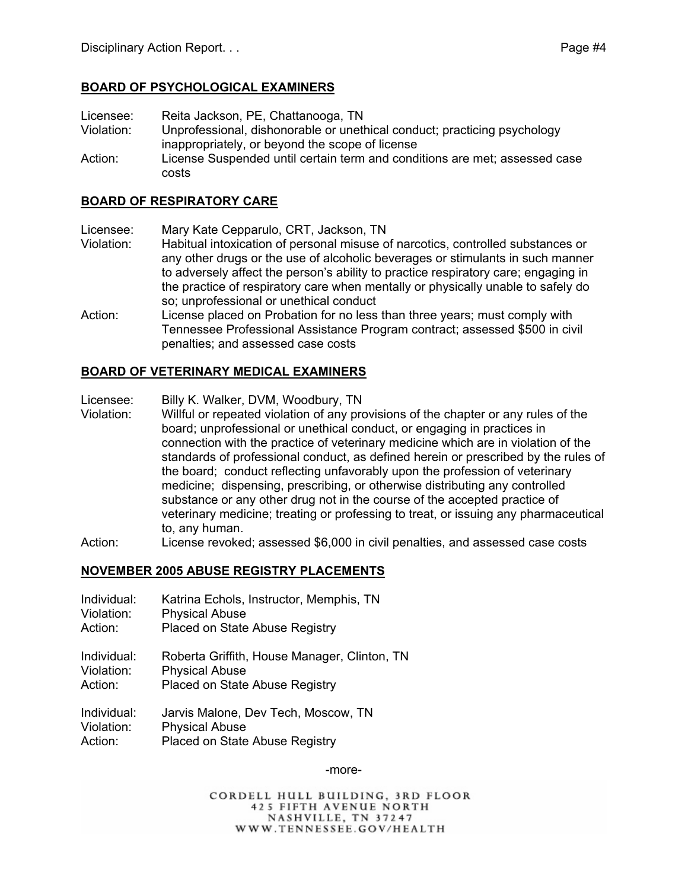## BOARD OF PSYCHOLOGICAL EXAMINERS

Licensee: Reita Jackson, PE, Chattanooga, TN
Violation: Unprofessional, dishonorable or unethical conduct; practicing psychology inappropriately, or beyond the scope of license
Action: License Suspended until certain term and conditions are met; assessed case costs

## BOARD OF RESPIRATORY CARE

Licensee: Mary Kate Cepparulo, CRT, Jackson, TN
Violation: Habitual intoxication of personal misuse of narcotics, controlled substances or any other drugs or the use of alcoholic beverages or stimulants in such manner to adversely affect the person's ability to practice respiratory care; engaging in the practice of respiratory care when mentally or physically unable to safely do so; unprofessional or unethical conduct
Action: License placed on Probation for no less than three years; must comply with Tennessee Professional Assistance Program contract; assessed $500 in civil penalties; and assessed case costs

## BOARD OF VETERINARY MEDICAL EXAMINERS

Licensee: Billy K. Walker, DVM, Woodbury, TN
Violation: Willful or repeated violation of any provisions of the chapter or any rules of the board; unprofessional or unethical conduct, or engaging in practices in connection with the practice of veterinary medicine which are in violation of the standards of professional conduct, as defined herein or prescribed by the rules of the board; conduct reflecting unfavorably upon the profession of veterinary medicine; dispensing, prescribing, or otherwise distributing any controlled substance or any other drug not in the course of the accepted practice of veterinary medicine; treating or professing to treat, or issuing any pharmaceutical to, any human.
Action: License revoked; assessed $6,000 in civil penalties, and assessed case costs

## NOVEMBER 2005 ABUSE REGISTRY PLACEMENTS

Individual: Katrina Echols, Instructor, Memphis, TN
Violation: Physical Abuse
Action: Placed on State Abuse Registry

Individual: Roberta Griffith, House Manager, Clinton, TN
Violation: Physical Abuse
Action: Placed on State Abuse Registry

Individual: Jarvis Malone, Dev Tech, Moscow, TN
Violation: Physical Abuse
Action: Placed on State Abuse Registry

-more-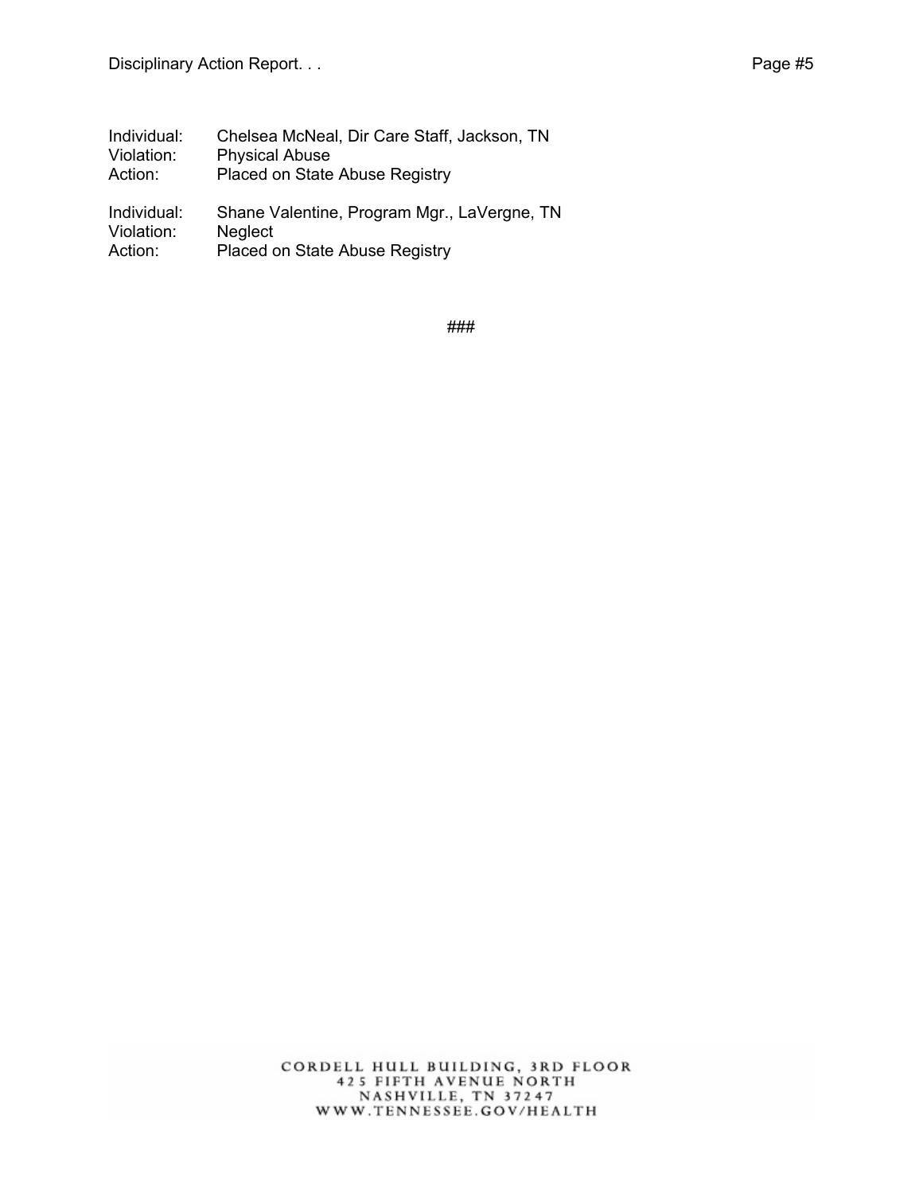Individual: Chelsea McNeal, Dir Care Staff, Jackson, TN
Violation: Physical Abuse
Action: Placed on State Abuse Registry

Individual: Shane Valentine, Program Mgr., LaVergne, TN
Violation: Neglect
Action: Placed on State Abuse Registry

###

CORDELL HULL BUILDING, 3RD FLOOR
425 FIFTH AVENUE NORTH
NASHVILLE, TN 37247
WWW.TENNESSEE.GOV/HEALTH